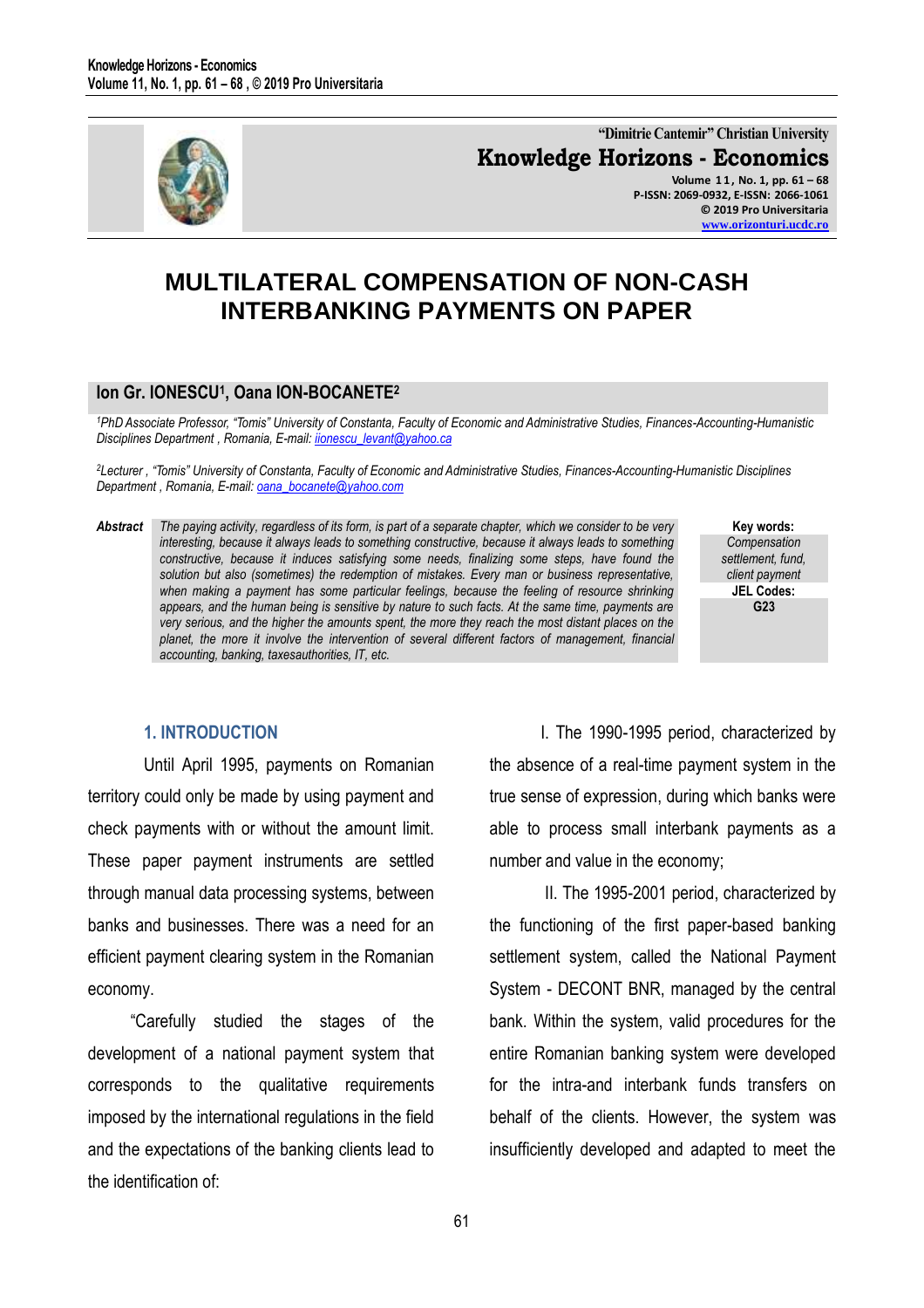"Dimitrie Cantemir" Christian University

**Knowledge Horizons - Economics**

Volume 11, No. 1, pp. 61 – 68
P-ISSN: 2069-0932, E-ISSN: 2066-1061
© 2019 Pro Universitaria
www.orizonturi.ucdc.ro

# MULTILATERAL COMPENSATION OF NON-CASH INTERBANKING PAYMENTS ON PAPER

**Ion Gr. IONESCU[1], Oana ION-BOCANETE[2]**

*[1]PhD Associate Professor, "Tomis" University of Constanta, Faculty of Economic and Administrative Studies, Finances-Accounting-Humanistic Disciplines Department , Romania, E-mail: iionescu_levant@yahoo.ca*

*[2]Lecturer , "Tomis" University of Constanta, Faculty of Economic and Administrative Studies, Finances-Accounting-Humanistic Disciplines Department , Romania, E-mail: oana_bocanete@yahoo.com*

***Abstract*** *The paying activity, regardless of its form, is part of a separate chapter, which we consider to be very interesting, because it always leads to something constructive, because it always leads to something constructive, because it induces satisfying some needs, finalizing some steps, have found the solution but also (sometimes) the redemption of mistakes. Every man or business representative, when making a payment has some particular feelings, because the feeling of resource shrinking appears, and the human being is sensitive by nature to such facts. At the same time, payments are very serious, and the higher the amounts spent, the more they reach the most distant places on the planet, the more it involve the intervention of several different factors of management, financial accounting, banking, taxesauthorities, IT, etc.*

**Key words:** *Compensation settlement, fund, client payment*

**JEL Codes:** **G23**

## 1. INTRODUCTION

Until April 1995, payments on Romanian territory could only be made by using payment and check payments with or without the amount limit. These paper payment instruments are settled through manual data processing systems, between banks and businesses. There was a need for an efficient payment clearing system in the Romanian economy.

"Carefully studied the stages of the development of a national payment system that corresponds to the qualitative requirements imposed by the international regulations in the field and the expectations of the banking clients lead to the identification of:

I. The 1990-1995 period, characterized by the absence of a real-time payment system in the true sense of expression, during which banks were able to process small interbank payments as a number and value in the economy;

II. The 1995-2001 period, characterized by the functioning of the first paper-based banking settlement system, called the National Payment System - DECONT BNR, managed by the central bank. Within the system, valid procedures for the entire Romanian banking system were developed for the intra-and interbank funds transfers on behalf of the clients. However, the system was insufficiently developed and adapted to meet the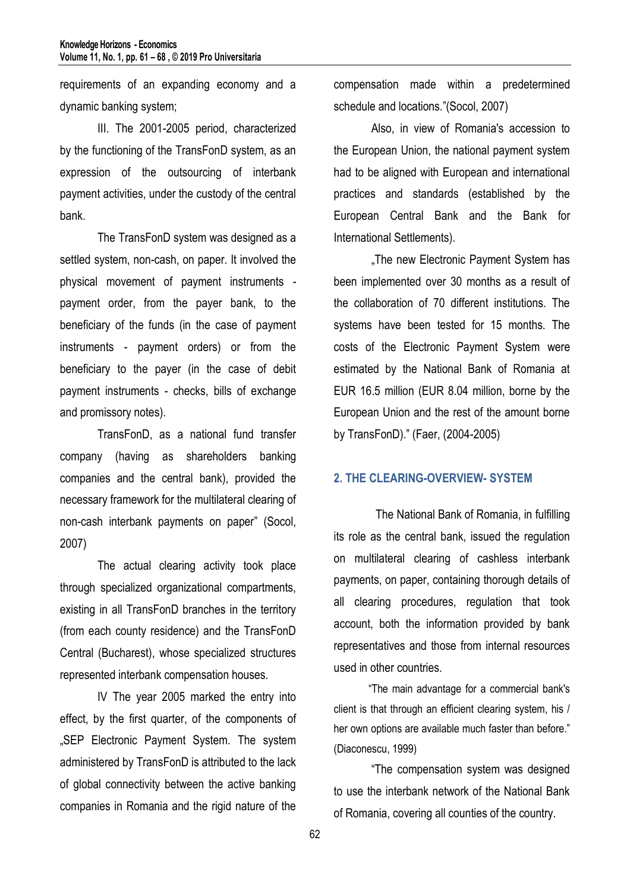requirements of an expanding economy and a dynamic banking system;

III. The 2001-2005 period, characterized by the functioning of the TransFonD system, as an expression of the outsourcing of interbank payment activities, under the custody of the central bank.

The TransFonD system was designed as a settled system, non-cash, on paper. It involved the physical movement of payment instruments - payment order, from the payer bank, to the beneficiary of the funds (in the case of payment instruments - payment orders) or from the beneficiary to the payer (in the case of debit payment instruments - checks, bills of exchange and promissory notes).

TransFonD, as a national fund transfer company (having as shareholders banking companies and the central bank), provided the necessary framework for the multilateral clearing of non-cash interbank payments on paper" (Socol, 2007)

The actual clearing activity took place through specialized organizational compartments, existing in all TransFonD branches in the territory (from each county residence) and the TransFonD Central (Bucharest), whose specialized structures represented interbank compensation houses.

IV The year 2005 marked the entry into effect, by the first quarter, of the components of „SEP Electronic Payment System. The system administered by TransFonD is attributed to the lack of global connectivity between the active banking companies in Romania and the rigid nature of the compensation made within a predetermined schedule and locations."(Socol, 2007)

Also, in view of Romania's accession to the European Union, the national payment system had to be aligned with European and international practices and standards (established by the European Central Bank and the Bank for International Settlements).

„The new Electronic Payment System has been implemented over 30 months as a result of the collaboration of 70 different institutions. The systems have been tested for 15 months. The costs of the Electronic Payment System were estimated by the National Bank of Romania at EUR 16.5 million (EUR 8.04 million, borne by the European Union and the rest of the amount borne by TransFonD)." (Faer, (2004-2005)

## 2. THE CLEARING-OVERVIEW- SYSTEM

The National Bank of Romania, in fulfilling its role as the central bank, issued the regulation on multilateral clearing of cashless interbank payments, on paper, containing thorough details of all clearing procedures, regulation that took account, both the information provided by bank representatives and those from internal resources used in other countries.

"The main advantage for a commercial bank's client is that through an efficient clearing system, his / her own options are available much faster than before." (Diaconescu, 1999)

"The compensation system was designed to use the interbank network of the National Bank of Romania, covering all counties of the country.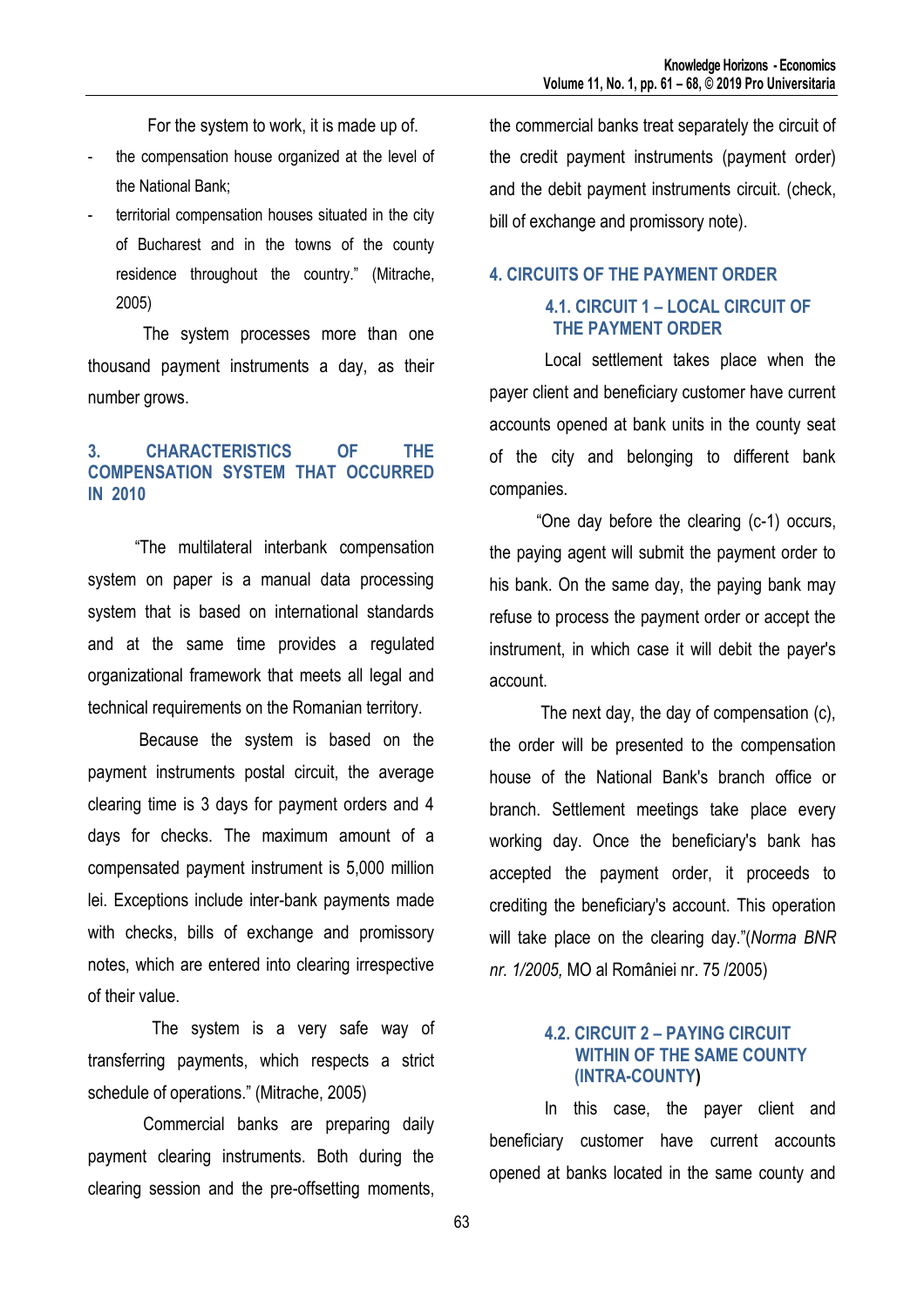For the system to work, it is made up of.

- the compensation house organized at the level of the National Bank;
- territorial compensation houses situated in the city of Bucharest and in the towns of the county residence throughout the country." (Mitrache, 2005)

The system processes more than one thousand payment instruments a day, as their number grows.

## 3. CHARACTERISTICS OF THE COMPENSATION SYSTEM THAT OCCURRED IN 2010

"The multilateral interbank compensation system on paper is a manual data processing system that is based on international standards and at the same time provides a regulated organizational framework that meets all legal and technical requirements on the Romanian territory.

Because the system is based on the payment instruments postal circuit, the average clearing time is 3 days for payment orders and 4 days for checks. The maximum amount of a compensated payment instrument is 5,000 million lei. Exceptions include inter-bank payments made with checks, bills of exchange and promissory notes, which are entered into clearing irrespective of their value.

The system is a very safe way of transferring payments, which respects a strict schedule of operations." (Mitrache, 2005)

Commercial banks are preparing daily payment clearing instruments. Both during the clearing session and the pre-offsetting moments, the commercial banks treat separately the circuit of the credit payment instruments (payment order) and the debit payment instruments circuit. (check, bill of exchange and promissory note).

## 4. CIRCUITS OF THE PAYMENT ORDER

### 4.1. CIRCUIT 1 – LOCAL CIRCUIT OF THE PAYMENT ORDER

Local settlement takes place when the payer client and beneficiary customer have current accounts opened at bank units in the county seat of the city and belonging to different bank companies.

"One day before the clearing (c-1) occurs, the paying agent will submit the payment order to his bank. On the same day, the paying bank may refuse to process the payment order or accept the instrument, in which case it will debit the payer's account.

The next day, the day of compensation (c), the order will be presented to the compensation house of the National Bank's branch office or branch. Settlement meetings take place every working day. Once the beneficiary's bank has accepted the payment order, it proceeds to crediting the beneficiary's account. This operation will take place on the clearing day."(*Norma BNR nr. 1/2005,* MO al României nr. 75 /2005)

### 4.2. CIRCUIT 2 – PAYING CIRCUIT WITHIN OF THE SAME COUNTY (INTRA-COUNTY)

In this case, the payer client and beneficiary customer have current accounts opened at banks located in the same county and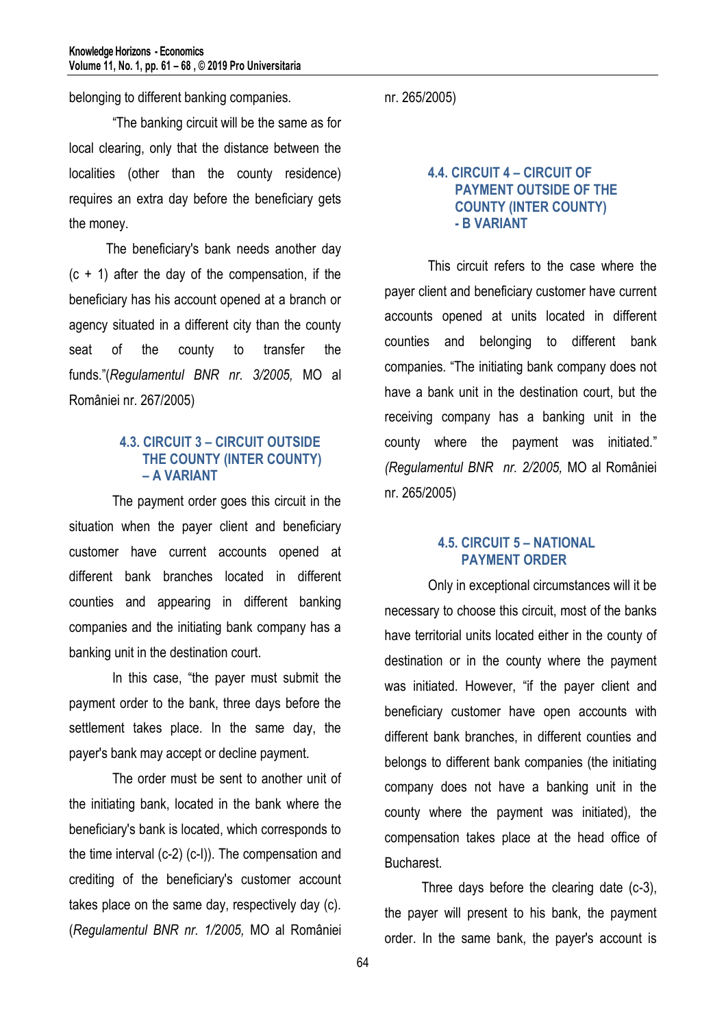belonging to different banking companies.

"The banking circuit will be the same as for local clearing, only that the distance between the localities (other than the county residence) requires an extra day before the beneficiary gets the money.

The beneficiary's bank needs another day (c + 1) after the day of the compensation, if the beneficiary has his account opened at a branch or agency situated in a different city than the county seat of the county to transfer the funds."(*Regulamentul BNR nr. 3/2005,* MO al României nr. 267/2005)

### 4.3. CIRCUIT 3 – CIRCUIT OUTSIDE THE COUNTY (INTER COUNTY) – A VARIANT

The payment order goes this circuit in the situation when the payer client and beneficiary customer have current accounts opened at different bank branches located in different counties and appearing in different banking companies and the initiating bank company has a banking unit in the destination court.

In this case, "the payer must submit the payment order to the bank, three days before the settlement takes place. In the same day, the payer's bank may accept or decline payment.

The order must be sent to another unit of the initiating bank, located in the bank where the beneficiary's bank is located, which corresponds to the time interval (c-2) (c-l)). The compensation and crediting of the beneficiary's customer account takes place on the same day, respectively day (c). (*Regulamentul BNR nr. 1/2005,* MO al României nr. 265/2005)

### 4.4. CIRCUIT 4 – CIRCUIT OF PAYMENT OUTSIDE OF THE COUNTY (INTER COUNTY) - B VARIANT

This circuit refers to the case where the payer client and beneficiary customer have current accounts opened at units located in different counties and belonging to different bank companies. "The initiating bank company does not have a bank unit in the destination court, but the receiving company has a banking unit in the county where the payment was initiated." *(Regulamentul BNR nr. 2/2005,* MO al României nr. 265/2005)

### 4.5. CIRCUIT 5 – NATIONAL PAYMENT ORDER

Only in exceptional circumstances will it be necessary to choose this circuit, most of the banks have territorial units located either in the county of destination or in the county where the payment was initiated. However, "if the payer client and beneficiary customer have open accounts with different bank branches, in different counties and belongs to different bank companies (the initiating company does not have a banking unit in the county where the payment was initiated), the compensation takes place at the head office of Bucharest.

Three days before the clearing date (c-3), the payer will present to his bank, the payment order. In the same bank, the payer's account is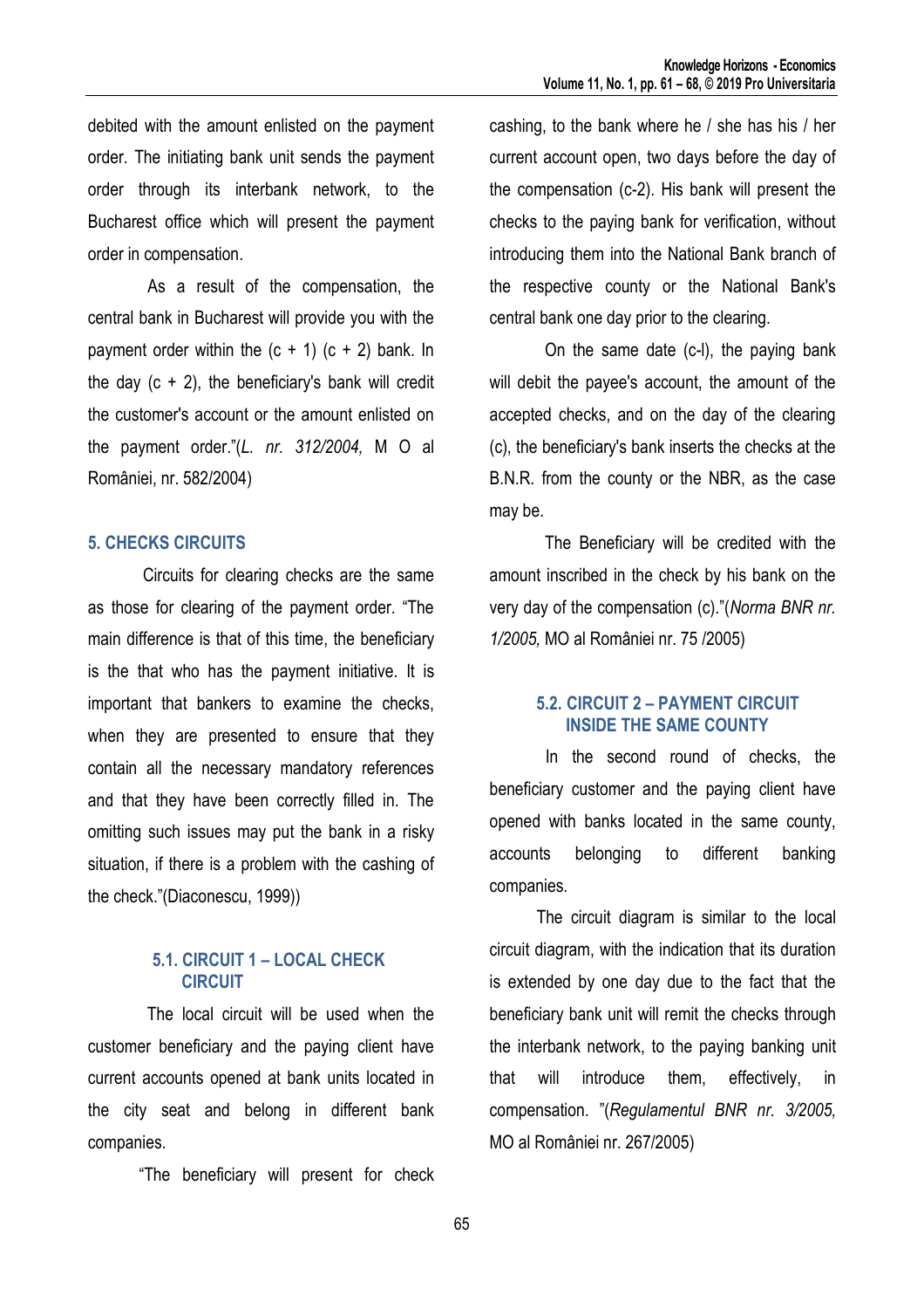debited with the amount enlisted on the payment order. The initiating bank unit sends the payment order through its interbank network, to the Bucharest office which will present the payment order in compensation.

As a result of the compensation, the central bank in Bucharest will provide you with the payment order within the (c + 1) (c + 2) bank. In the day (c + 2), the beneficiary's bank will credit the customer's account or the amount enlisted on the payment order."(*L. nr. 312/2004,* M O al României, nr. 582/2004)

## 5. CHECKS CIRCUITS

Circuits for clearing checks are the same as those for clearing of the payment order. "The main difference is that of this time, the beneficiary is the that who has the payment initiative. It is important that bankers to examine the checks, when they are presented to ensure that they contain all the necessary mandatory references and that they have been correctly filled in. The omitting such issues may put the bank in a risky situation, if there is a problem with the cashing of the check."(Diaconescu, 1999))

### 5.1. CIRCUIT 1 – LOCAL CHECK CIRCUIT

The local circuit will be used when the customer beneficiary and the paying client have current accounts opened at bank units located in the city seat and belong in different bank companies.

"The beneficiary will present for check cashing, to the bank where he / she has his / her current account open, two days before the day of the compensation (c-2). His bank will present the checks to the paying bank for verification, without introducing them into the National Bank branch of the respective county or the National Bank's central bank one day prior to the clearing.

On the same date (c-l), the paying bank will debit the payee's account, the amount of the accepted checks, and on the day of the clearing (c), the beneficiary's bank inserts the checks at the B.N.R. from the county or the NBR, as the case may be.

The Beneficiary will be credited with the amount inscribed in the check by his bank on the very day of the compensation (c)."(*Norma BNR nr. 1/2005,* MO al României nr. 75 /2005)

### 5.2. CIRCUIT 2 – PAYMENT CIRCUIT INSIDE THE SAME COUNTY

In the second round of checks, the beneficiary customer and the paying client have opened with banks located in the same county, accounts belonging to different banking companies.

The circuit diagram is similar to the local circuit diagram, with the indication that its duration is extended by one day due to the fact that the beneficiary bank unit will remit the checks through the interbank network, to the paying banking unit that will introduce them, effectively, in compensation. "(*Regulamentul BNR nr. 3/2005,* MO al României nr. 267/2005)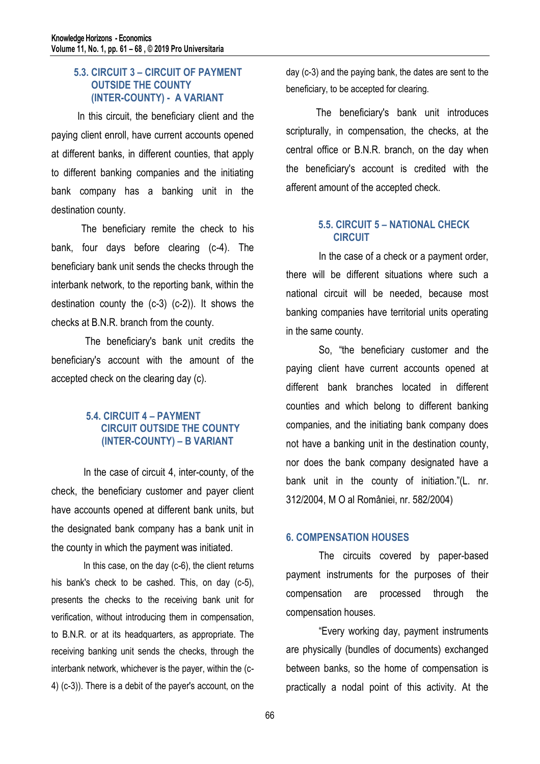### 5.3. CIRCUIT 3 – CIRCUIT OF PAYMENT OUTSIDE THE COUNTY (INTER-COUNTY) - A VARIANT

In this circuit, the beneficiary client and the paying client enroll, have current accounts opened at different banks, in different counties, that apply to different banking companies and the initiating bank company has a banking unit in the destination county.

The beneficiary remite the check to his bank, four days before clearing (c-4). The beneficiary bank unit sends the checks through the interbank network, to the reporting bank, within the destination county the (c-3) (c-2)). It shows the checks at B.N.R. branch from the county.

The beneficiary's bank unit credits the beneficiary's account with the amount of the accepted check on the clearing day (c).

### 5.4. CIRCUIT 4 – PAYMENT CIRCUIT OUTSIDE THE COUNTY (INTER-COUNTY) – B VARIANT

In the case of circuit 4, inter-county, of the check, the beneficiary customer and payer client have accounts opened at different bank units, but the designated bank company has a bank unit in the county in which the payment was initiated.

In this case, on the day (c-6), the client returns his bank's check to be cashed. This, on day (c-5), presents the checks to the receiving bank unit for verification, without introducing them in compensation, to B.N.R. or at its headquarters, as appropriate. The receiving banking unit sends the checks, through the interbank network, whichever is the payer, within the (c-4) (c-3)). There is a debit of the payer's account, on the day (c-3) and the paying bank, the dates are sent to the beneficiary, to be accepted for clearing.

The beneficiary's bank unit introduces scripturally, in compensation, the checks, at the central office or B.N.R. branch, on the day when the beneficiary's account is credited with the afferent amount of the accepted check.

### 5.5. CIRCUIT 5 – NATIONAL CHECK CIRCUIT

In the case of a check or a payment order, there will be different situations where such a national circuit will be needed, because most banking companies have territorial units operating in the same county.

So, "the beneficiary customer and the paying client have current accounts opened at different bank branches located in different counties and which belong to different banking companies, and the initiating bank company does not have a banking unit in the destination county, nor does the bank company designated have a bank unit in the county of initiation."(L. nr. 312/2004, M O al României, nr. 582/2004)

## 6. COMPENSATION HOUSES

The circuits covered by paper-based payment instruments for the purposes of their compensation are processed through the compensation houses.

"Every working day, payment instruments are physically (bundles of documents) exchanged between banks, so the home of compensation is practically a nodal point of this activity. At the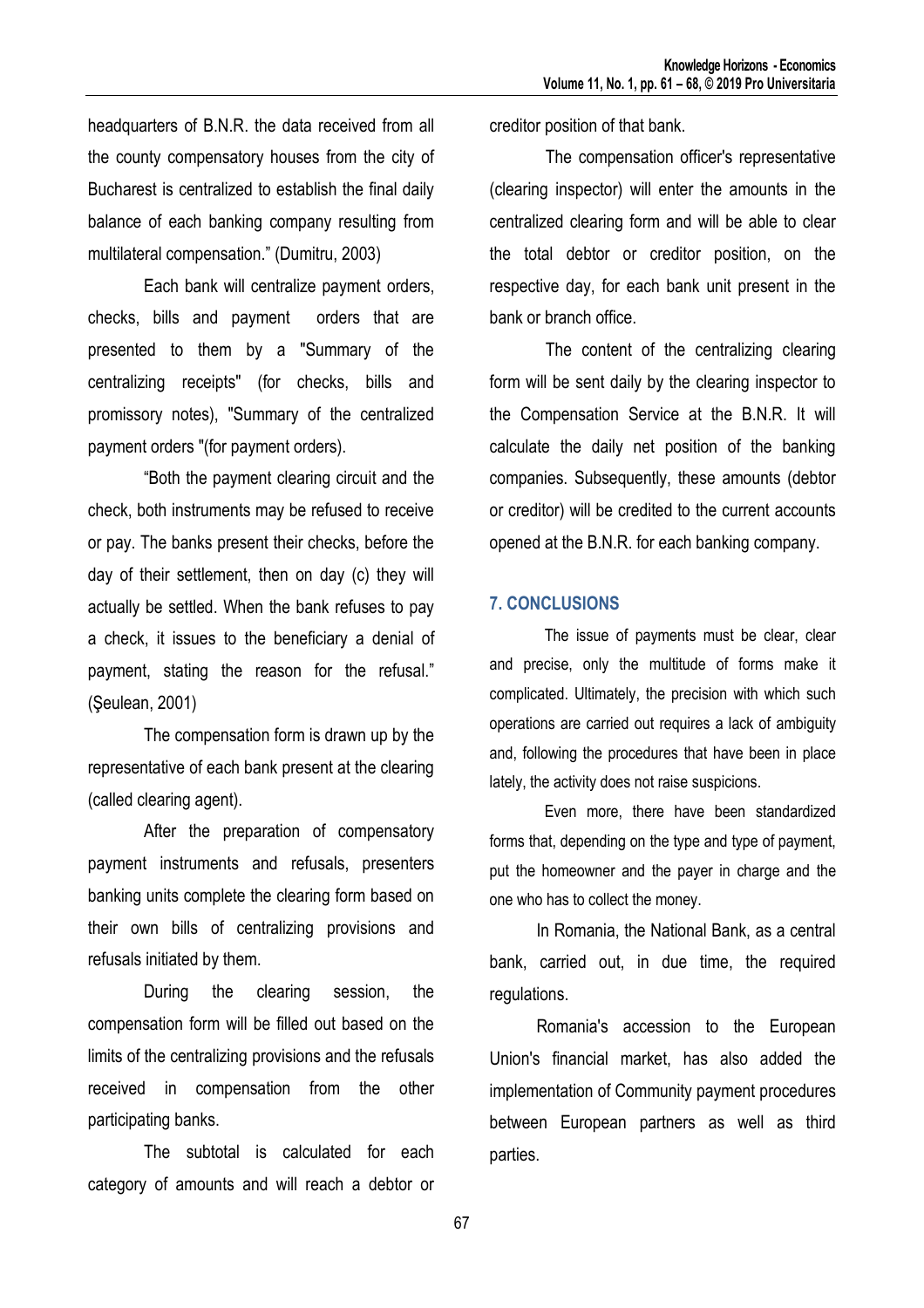headquarters of B.N.R. the data received from all the county compensatory houses from the city of Bucharest is centralized to establish the final daily balance of each banking company resulting from multilateral compensation." (Dumitru, 2003)

Each bank will centralize payment orders, checks, bills and payment orders that are presented to them by a "Summary of the centralizing receipts" (for checks, bills and promissory notes), "Summary of the centralized payment orders "(for payment orders).

"Both the payment clearing circuit and the check, both instruments may be refused to receive or pay. The banks present their checks, before the day of their settlement, then on day (c) they will actually be settled. When the bank refuses to pay a check, it issues to the beneficiary a denial of payment, stating the reason for the refusal." (Şeulean, 2001)

The compensation form is drawn up by the representative of each bank present at the clearing (called clearing agent).

After the preparation of compensatory payment instruments and refusals, presenters banking units complete the clearing form based on their own bills of centralizing provisions and refusals initiated by them.

During the clearing session, the compensation form will be filled out based on the limits of the centralizing provisions and the refusals received in compensation from the other participating banks.

The subtotal is calculated for each category of amounts and will reach a debtor or creditor position of that bank.

The compensation officer's representative (clearing inspector) will enter the amounts in the centralized clearing form and will be able to clear the total debtor or creditor position, on the respective day, for each bank unit present in the bank or branch office.

The content of the centralizing clearing form will be sent daily by the clearing inspector to the Compensation Service at the B.N.R. It will calculate the daily net position of the banking companies. Subsequently, these amounts (debtor or creditor) will be credited to the current accounts opened at the B.N.R. for each banking company.

## 7. CONCLUSIONS

The issue of payments must be clear, clear and precise, only the multitude of forms make it complicated. Ultimately, the precision with which such operations are carried out requires a lack of ambiguity and, following the procedures that have been in place lately, the activity does not raise suspicions.

Even more, there have been standardized forms that, depending on the type and type of payment, put the homeowner and the payer in charge and the one who has to collect the money.

In Romania, the National Bank, as a central bank, carried out, in due time, the required regulations.

Romania's accession to the European Union's financial market, has also added the implementation of Community payment procedures between European partners as well as third parties.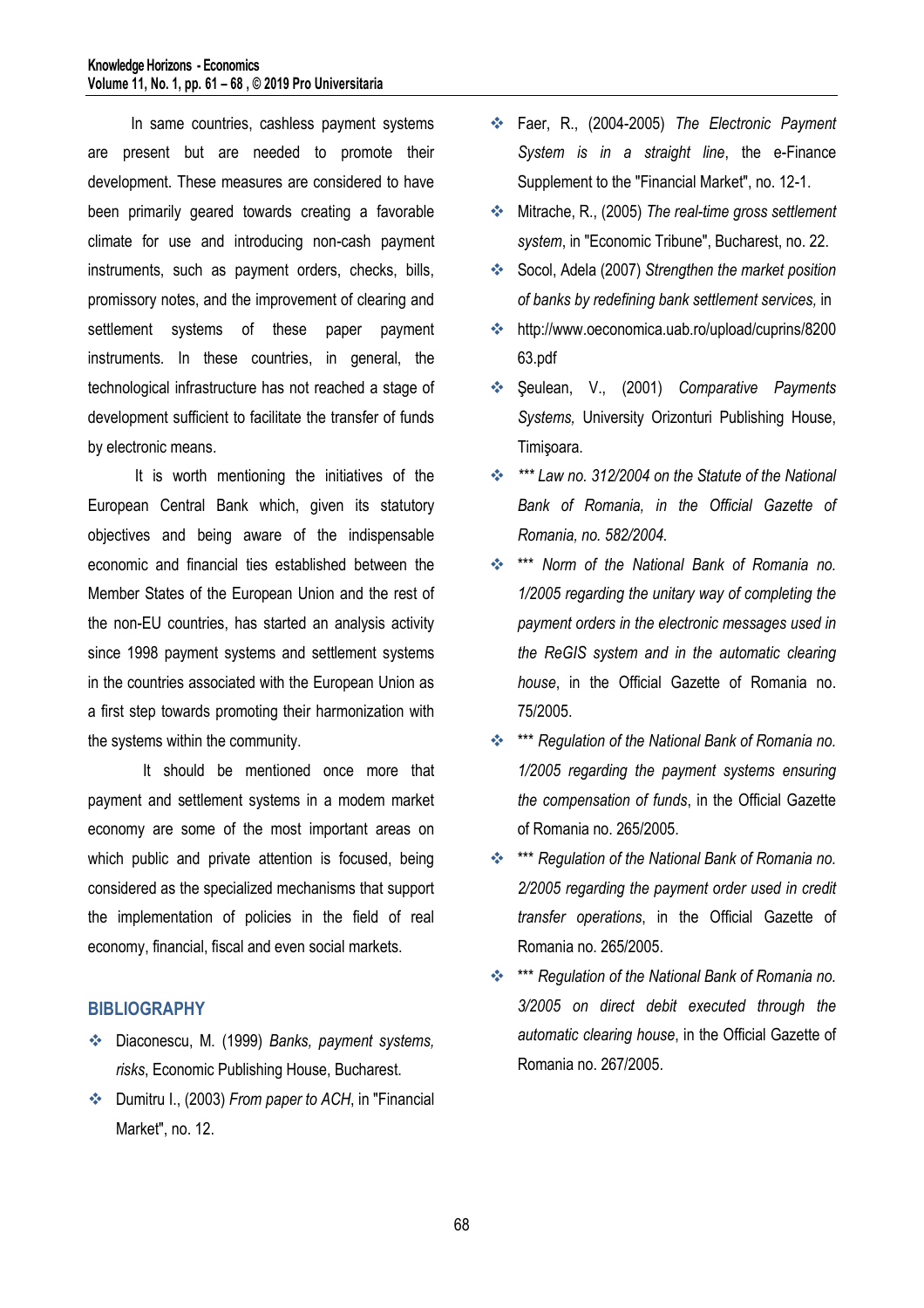In same countries, cashless payment systems are present but are needed to promote their development. These measures are considered to have been primarily geared towards creating a favorable climate for use and introducing non-cash payment instruments, such as payment orders, checks, bills, promissory notes, and the improvement of clearing and settlement systems of these paper payment instruments. In these countries, in general, the technological infrastructure has not reached a stage of development sufficient to facilitate the transfer of funds by electronic means.

It is worth mentioning the initiatives of the European Central Bank which, given its statutory objectives and being aware of the indispensable economic and financial ties established between the Member States of the European Union and the rest of the non-EU countries, has started an analysis activity since 1998 payment systems and settlement systems in the countries associated with the European Union as a first step towards promoting their harmonization with the systems within the community.

It should be mentioned once more that payment and settlement systems in a modem market economy are some of the most important areas on which public and private attention is focused, being considered as the specialized mechanisms that support the implementation of policies in the field of real economy, financial, fiscal and even social markets.

## BIBLIOGRAPHY

- Diaconescu, M. (1999) *Banks, payment systems, risks*, Economic Publishing House, Bucharest.
- Dumitru I., (2003) *From paper to ACH*, in "Financial Market", no. 12.
- Faer, R., (2004-2005) *The Electronic Payment System is in a straight line*, the e-Finance Supplement to the "Financial Market", no. 12-1.
- Mitrache, R., (2005) *The real-time gross settlement system*, in "Economic Tribune", Bucharest, no. 22.
- Socol, Adela (2007) *Strengthen the market position of banks by redefining bank settlement services*, in
- http://www.oeconomica.uab.ro/upload/cuprins/820063.pdf
- Şeulean, V., (2001) *Comparative Payments Systems,* University Orizonturi Publishing House, Timişoara.
- *\*\*\* Law no. 312/2004 on the Statute of the National Bank of Romania, in the Official Gazette of Romania, no. 582/2004.*
- \*\*\* *Norm of the National Bank of Romania no. 1/2005 regarding the unitary way of completing the payment orders in the electronic messages used in the ReGIS system and in the automatic clearing house*, in the Official Gazette of Romania no. 75/2005.
- \*\*\* *Regulation of the National Bank of Romania no. 1/2005 regarding the payment systems ensuring the compensation of funds*, in the Official Gazette of Romania no. 265/2005.
- \*\*\* *Regulation of the National Bank of Romania no. 2/2005 regarding the payment order used in credit transfer operations*, in the Official Gazette of Romania no. 265/2005.
- \*\*\* *Regulation of the National Bank of Romania no. 3/2005 on direct debit executed through the automatic clearing house*, in the Official Gazette of Romania no. 267/2005.